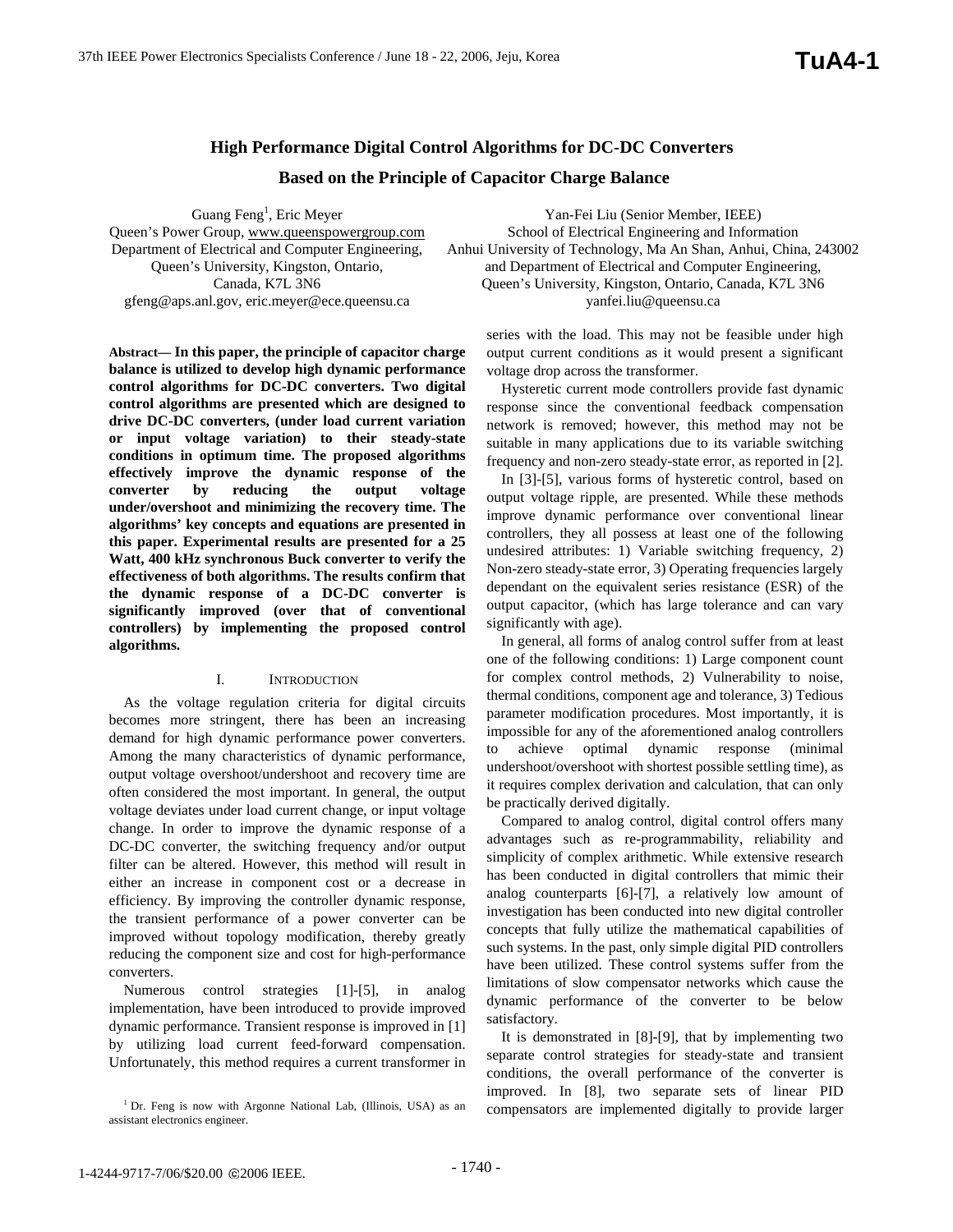# High Performance Digital Control Algorithms for DC-DC Converters Based on the Principle of Capacitor Charge Balance

Guang Feng[1], Eric Meyer
Queen's Power Group, www.queenspowergroup.com
Department of Electrical and Computer Engineering,
Queen's University, Kingston, Ontario,
Canada, K7L 3N6
gfeng@aps.anl.gov, eric.meyer@ece.queensu.ca

Yan-Fei Liu (Senior Member, IEEE)
School of Electrical Engineering and Information
Anhui University of Technology, Ma An Shan, Anhui, China, 243002
and Department of Electrical and Computer Engineering,
Queen's University, Kingston, Ontario, Canada, K7L 3N6
yanfei.liu@queensu.ca

**Abstract— In this paper, the principle of capacitor charge balance is utilized to develop high dynamic performance control algorithms for DC-DC converters. Two digital control algorithms are presented which are designed to drive DC-DC converters, (under load current variation or input voltage variation) to their steady-state conditions in optimum time. The proposed algorithms effectively improve the dynamic response of the converter by reducing the output voltage under/overshoot and minimizing the recovery time. The algorithms' key concepts and equations are presented in this paper. Experimental results are presented for a 25 Watt, 400 kHz synchronous Buck converter to verify the effectiveness of both algorithms. The results confirm that the dynamic response of a DC-DC converter is significantly improved (over that of conventional controllers) by implementing the proposed control algorithms.**

## I. INTRODUCTION

As the voltage regulation criteria for digital circuits becomes more stringent, there has been an increasing demand for high dynamic performance power converters. Among the many characteristics of dynamic performance, output voltage overshoot/undershoot and recovery time are often considered the most important. In general, the output voltage deviates under load current change, or input voltage change. In order to improve the dynamic response of a DC-DC converter, the switching frequency and/or output filter can be altered. However, this method will result in either an increase in component cost or a decrease in efficiency. By improving the controller dynamic response, the transient performance of a power converter can be improved without topology modification, thereby greatly reducing the component size and cost for high-performance converters.

Numerous control strategies [1]-[5], in analog implementation, have been introduced to provide improved dynamic performance. Transient response is improved in [1] by utilizing load current feed-forward compensation. Unfortunately, this method requires a current transformer in series with the load. This may not be feasible under high output current conditions as it would present a significant voltage drop across the transformer.

Hysteretic current mode controllers provide fast dynamic response since the conventional feedback compensation network is removed; however, this method may not be suitable in many applications due to its variable switching frequency and non-zero steady-state error, as reported in [2].

In [3]-[5], various forms of hysteretic control, based on output voltage ripple, are presented. While these methods improve dynamic performance over conventional linear controllers, they all possess at least one of the following undesired attributes: 1) Variable switching frequency, 2) Non-zero steady-state error, 3) Operating frequencies largely dependant on the equivalent series resistance (ESR) of the output capacitor, (which has large tolerance and can vary significantly with age).

In general, all forms of analog control suffer from at least one of the following conditions: 1) Large component count for complex control methods, 2) Vulnerability to noise, thermal conditions, component age and tolerance, 3) Tedious parameter modification procedures. Most importantly, it is impossible for any of the aforementioned analog controllers to achieve optimal dynamic response (minimal undershoot/overshoot with shortest possible settling time), as it requires complex derivation and calculation, that can only be practically derived digitally.

Compared to analog control, digital control offers many advantages such as re-programmability, reliability and simplicity of complex arithmetic. While extensive research has been conducted in digital controllers that mimic their analog counterparts [6]-[7], a relatively low amount of investigation has been conducted into new digital controller concepts that fully utilize the mathematical capabilities of such systems. In the past, only simple digital PID controllers have been utilized. These control systems suffer from the limitations of slow compensator networks which cause the dynamic performance of the converter to be below satisfactory.

It is demonstrated in [8]-[9], that by implementing two separate control strategies for steady-state and transient conditions, the overall performance of the converter is improved. In [8], two separate sets of linear PID compensators are implemented digitally to provide larger

[1] Dr. Feng is now with Argonne National Lab, (Illinois, USA) as an assistant electronics engineer.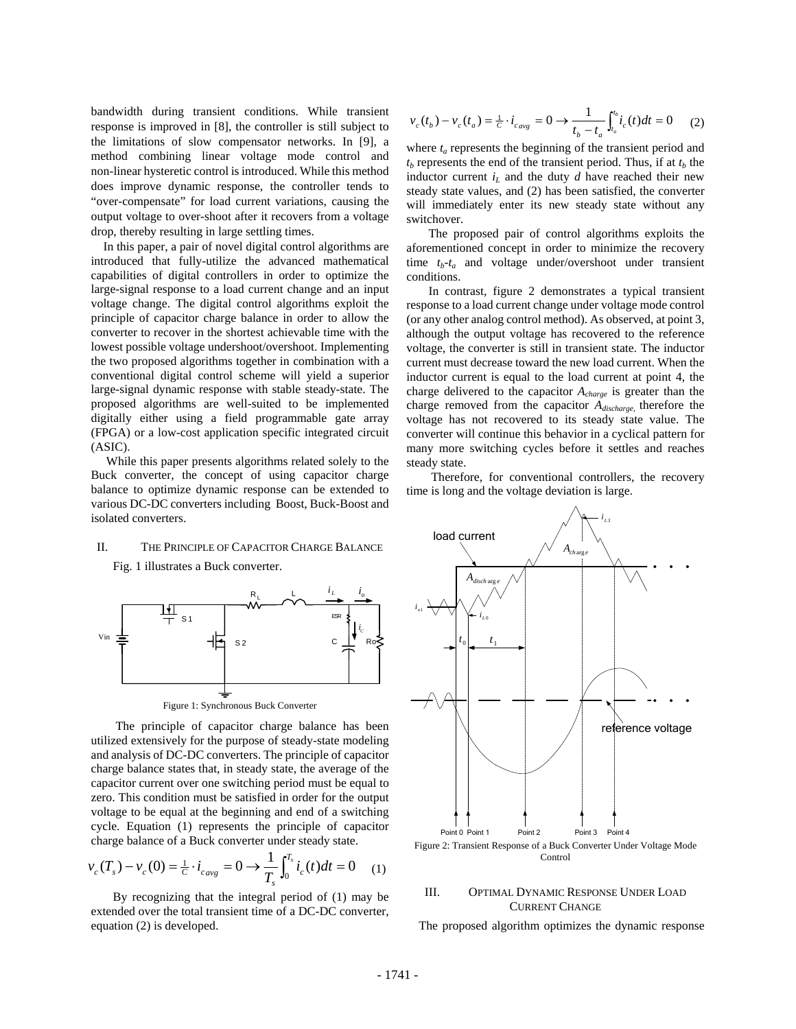bandwidth during transient conditions. While transient response is improved in [8], the controller is still subject to the limitations of slow compensator networks. In [9], a method combining linear voltage mode control and non-linear hysteretic control is introduced. While this method does improve dynamic response, the controller tends to "over-compensate" for load current variations, causing the output voltage to over-shoot after it recovers from a voltage drop, thereby resulting in large settling times.

In this paper, a pair of novel digital control algorithms are introduced that fully-utilize the advanced mathematical capabilities of digital controllers in order to optimize the large-signal response to a load current change and an input voltage change. The digital control algorithms exploit the principle of capacitor charge balance in order to allow the converter to recover in the shortest achievable time with the lowest possible voltage undershoot/overshoot. Implementing the two proposed algorithms together in combination with a conventional digital control scheme will yield a superior large-signal dynamic response with stable steady-state. The proposed algorithms are well-suited to be implemented digitally either using a field programmable gate array (FPGA) or a low-cost application specific integrated circuit (ASIC).

While this paper presents algorithms related solely to the Buck converter, the concept of using capacitor charge balance to optimize dynamic response can be extended to various DC-DC converters including Boost, Buck-Boost and isolated converters.

## II. The Principle of Capacitor Charge Balance

Fig. 1 illustrates a Buck converter.

Figure 1: Synchronous Buck Converter

The principle of capacitor charge balance has been utilized extensively for the purpose of steady-state modeling and analysis of DC-DC converters. The principle of capacitor charge balance states that, in steady state, the average of the capacitor current over one switching period must be equal to zero. This condition must be satisfied in order for the output voltage to be equal at the beginning and end of a switching cycle. Equation (1) represents the principle of capacitor charge balance of a Buck converter under steady state.

$$v_c(T_s) - v_c(0) = \tfrac{1}{C} \cdot i_{c\,avg} = 0 \rightarrow \frac{1}{T_s}\int_0^{T_s} i_c(t)dt = 0 \quad (1)$$

By recognizing that the integral period of (1) may be extended over the total transient time of a DC-DC converter, equation (2) is developed.

$$v_c(t_b) - v_c(t_a) = \tfrac{1}{C} \cdot i_{c\,avg} = 0 \rightarrow \frac{1}{t_b - t_a}\int_{t_a}^{t_b} i_c(t)dt = 0 \quad (2)$$

where $t_a$ represents the beginning of the transient period and $t_b$ represents the end of the transient period. Thus, if at $t_b$ the inductor current $i_L$ and the duty $d$ have reached their new steady state values, and (2) has been satisfied, the converter will immediately enter its new steady state without any switchover.

The proposed pair of control algorithms exploits the aforementioned concept in order to minimize the recovery time $t_b$-$t_a$ and voltage under/overshoot under transient conditions.

In contrast, figure 2 demonstrates a typical transient response to a load current change under voltage mode control (or any other analog control method). As observed, at point 3, although the output voltage has recovered to the reference voltage, the converter is still in transient state. The inductor current must decrease toward the new load current. When the inductor current is equal to the load current at point 4, the charge delivered to the capacitor $A_{charge}$ is greater than the charge removed from the capacitor $A_{discharge}$, therefore the voltage has not recovered to its steady state value. The converter will continue this behavior in a cyclical pattern for many more switching cycles before it settles and reaches steady state.

Therefore, for conventional controllers, the recovery time is long and the voltage deviation is large.

Figure 2: Transient Response of a Buck Converter Under Voltage Mode Control

## III. Optimal Dynamic Response Under Load Current Change

The proposed algorithm optimizes the dynamic response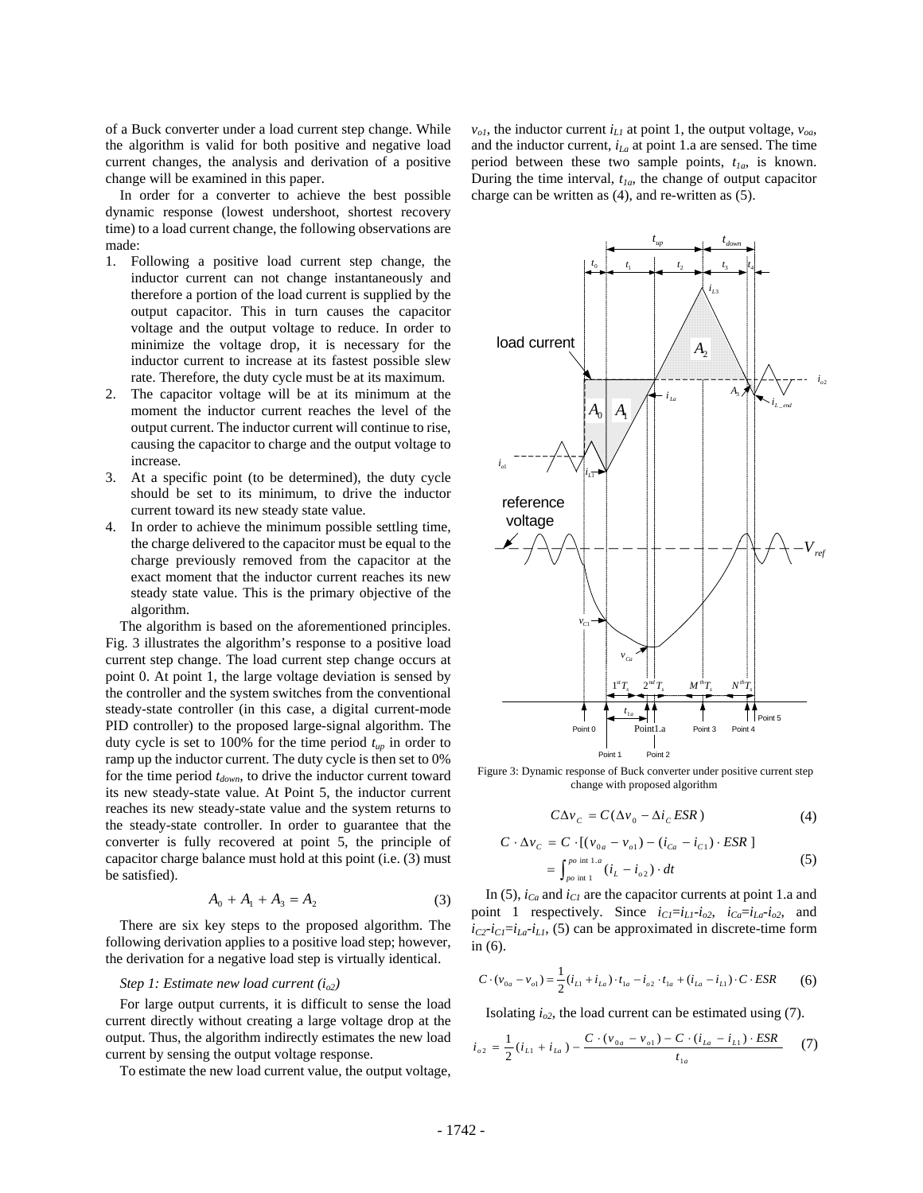of a Buck converter under a load current step change. While the algorithm is valid for both positive and negative load current changes, the analysis and derivation of a positive change will be examined in this paper.

In order for a converter to achieve the best possible dynamic response (lowest undershoot, shortest recovery time) to a load current change, the following observations are made:

1. Following a positive load current step change, the inductor current can not change instantaneously and therefore a portion of the load current is supplied by the output capacitor. This in turn causes the capacitor voltage and the output voltage to reduce. In order to minimize the voltage drop, it is necessary for the inductor current to increase at its fastest possible slew rate. Therefore, the duty cycle must be at its maximum.
2. The capacitor voltage will be at its minimum at the moment the inductor current reaches the level of the output current. The inductor current will continue to rise, causing the capacitor to charge and the output voltage to increase.
3. At a specific point (to be determined), the duty cycle should be set to its minimum, to drive the inductor current toward its new steady state value.
4. In order to achieve the minimum possible settling time, the charge delivered to the capacitor must be equal to the charge previously removed from the capacitor at the exact moment that the inductor current reaches its new steady state value. This is the primary objective of the algorithm.

The algorithm is based on the aforementioned principles. Fig. 3 illustrates the algorithm's response to a positive load current step change. The load current step change occurs at point 0. At point 1, the large voltage deviation is sensed by the controller and the system switches from the conventional steady-state controller (in this case, a digital current-mode PID controller) to the proposed large-signal algorithm. The duty cycle is set to 100% for the time period $t_{up}$ in order to ramp up the inductor current. The duty cycle is then set to 0% for the time period $t_{down}$, to drive the inductor current toward its new steady-state value. At Point 5, the inductor current reaches its new steady-state value and the system returns to the steady-state controller. In order to guarantee that the converter is fully recovered at point 5, the principle of capacitor charge balance must hold at this point (i.e. (3) must be satisfied).

$$A_0 + A_1 + A_3 = A_2 \tag{3}$$

There are six key steps to the proposed algorithm. The following derivation applies to a positive load step; however, the derivation for a negative load step is virtually identical.

*Step 1: Estimate new load current ($i_{o2}$)*

For large output currents, it is difficult to sense the load current directly without creating a large voltage drop at the output. Thus, the algorithm indirectly estimates the new load current by sensing the output voltage response.

To estimate the new load current value, the output voltage, $v_{o1}$, the inductor current $i_{L1}$ at point 1, the output voltage, $v_{oa}$, and the inductor current, $i_{La}$ at point 1.a are sensed. The time period between these two sample points, $t_{1a}$, is known. During the time interval, $t_{1a}$, the change of output capacitor charge can be written as (4), and re-written as (5).

Figure 3: Dynamic response of Buck converter under positive current step change with proposed algorithm

$$C\Delta v_C = C(\Delta v_0 - \Delta i_C ESR) \tag{4}$$

$$\begin{aligned} C \cdot \Delta v_C &= C \cdot [(v_{0a} - v_{o1}) - (i_{Ca} - i_{C1}) \cdot ESR] \\ &= \int_{po\text{ int }1}^{po\text{ int }1.a} (i_L - i_{o2}) \cdot dt \end{aligned} \tag{5}$$

In (5), $i_{Ca}$ and $i_{C1}$ are the capacitor currents at point 1.a and point 1 respectively. Since $i_{C1}=i_{L1}-i_{o2}$, $i_{Ca}=i_{La}-i_{o2}$, and $i_{C2}-i_{C1}=i_{La}-i_{L1}$, (5) can be approximated in discrete-time form in (6).

$$C \cdot (v_{0a} - v_{o1}) = \frac{1}{2}(i_{L1} + i_{La}) \cdot t_{1a} - i_{o2} \cdot t_{1a} + (i_{La} - i_{L1}) \cdot C \cdot ESR \tag{6}$$

Isolating $i_{o2}$, the load current can be estimated using (7).

$$i_{o2} = \frac{1}{2}(i_{L1} + i_{La}) - \frac{C \cdot (v_{0a} - v_{o1}) - C \cdot (i_{La} - i_{L1}) \cdot ESR}{t_{1a}} \tag{7}$$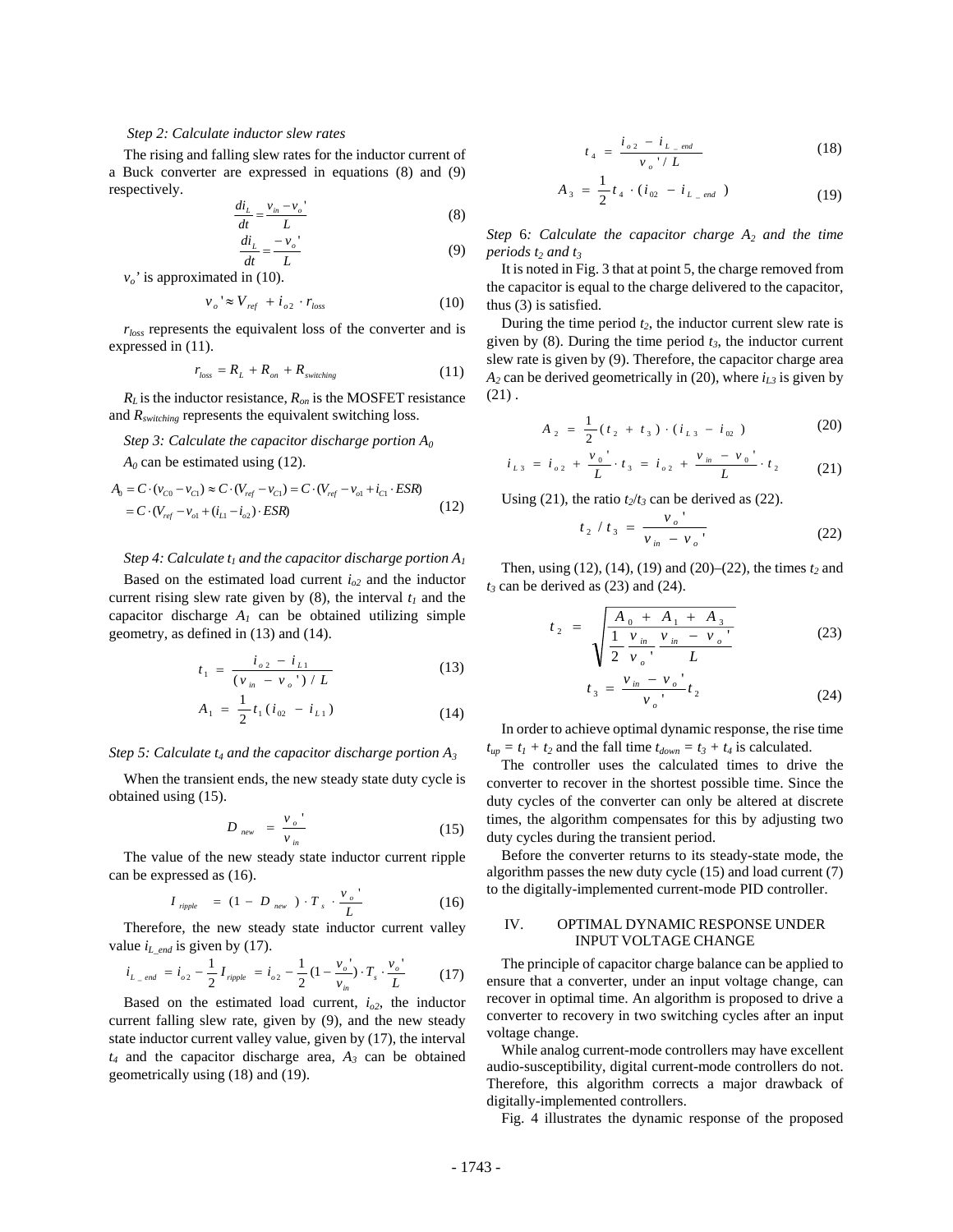*Step 2: Calculate inductor slew rates*

The rising and falling slew rates for the inductor current of a Buck converter are expressed in equations (8) and (9) respectively.

$$\frac{di_L}{dt} = \frac{v_{in} - v_o'}{L} \tag{8}$$

$$\frac{di_L}{dt} = \frac{-v_o'}{L} \tag{9}$$

$v_o'$ is approximated in (10).

$$v_o' \approx V_{ref} + i_{o2} \cdot r_{loss} \tag{10}$$

$r_{loss}$ represents the equivalent loss of the converter and is expressed in (11).

$$r_{loss} = R_L + R_{on} + R_{switching} \tag{11}$$

$R_L$ is the inductor resistance, $R_{on}$ is the MOSFET resistance and $R_{switching}$ represents the equivalent switching loss.

*Step 3: Calculate the capacitor discharge portion $A_0$*

$A_0$ can be estimated using (12).

$$\begin{aligned} A_0 &= C \cdot (v_{C0} - v_{C1}) \approx C \cdot (V_{ref} - v_{C1}) = C \cdot (V_{ref} - v_{o1} + i_{C1} \cdot ESR) \\ &= C \cdot (V_{ref} - v_{o1} + (i_{L1} - i_{o2}) \cdot ESR) \end{aligned} \tag{12}$$

*Step 4: Calculate $t_1$ and the capacitor discharge portion $A_1$*

Based on the estimated load current $i_{o2}$ and the inductor current rising slew rate given by (8), the interval $t_1$ and the capacitor discharge $A_1$ can be obtained utilizing simple geometry, as defined in (13) and (14).

$$t_1 = \frac{i_{o2} - i_{L1}}{(v_{in} - v_o')/L} \tag{13}$$

$$A_1 = \frac{1}{2} t_1 (i_{02} - i_{L1}) \tag{14}$$

*Step 5: Calculate $t_4$ and the capacitor discharge portion $A_3$*

When the transient ends, the new steady state duty cycle is obtained using (15).

$$D_{new} = \frac{v_o'}{v_{in}} \tag{15}$$

The value of the new steady state inductor current ripple can be expressed as (16).

$$I_{ripple} = (1 - D_{new}) \cdot T_s \cdot \frac{v_o'}{L} \tag{16}$$

Therefore, the new steady state inductor current valley value $i_{L\_end}$ is given by (17).

$$i_{L\_end} = i_{o2} - \frac{1}{2} I_{ripple} = i_{o2} - \frac{1}{2}(1 - \frac{v_o'}{v_{in}}) \cdot T_s \cdot \frac{v_o'}{L} \tag{17}$$

Based on the estimated load current, $i_{o2}$, the inductor current falling slew rate, given by (9), and the new steady state inductor current valley value, given by (17), the interval $t_4$ and the capacitor discharge area, $A_3$ can be obtained geometrically using (18) and (19).

$$t_4 = \frac{i_{o2} - i_{L\_end}}{v_o'/L} \tag{18}$$

$$A_3 = \frac{1}{2} t_4 \cdot (i_{02} - i_{L\_end}) \tag{19}$$

*Step 6: Calculate the capacitor charge $A_2$ and the time periods $t_2$ and $t_3$*

It is noted in Fig. 3 that at point 5, the charge removed from the capacitor is equal to the charge delivered to the capacitor, thus (3) is satisfied.

During the time period $t_2$, the inductor current slew rate is given by (8). During the time period $t_3$, the inductor current slew rate is given by (9). Therefore, the capacitor charge area $A_2$ can be derived geometrically in (20), where $i_{L3}$ is given by (21) .

$$A_2 = \frac{1}{2}(t_2 + t_3) \cdot (i_{L3} - i_{02}) \tag{20}$$

$$i_{L3} = i_{o2} + \frac{v_0'}{L} \cdot t_3 = i_{o2} + \frac{v_{in} - v_0'}{L} \cdot t_2 \tag{21}$$

Using (21), the ratio $t_2/t_3$ can be derived as (22).

$$t_2 / t_3 = \frac{v_o'}{v_{in} - v_o'} \tag{22}$$

Then, using (12), (14), (19) and (20)–(22), the times $t_2$ and $t_3$ can be derived as (23) and (24).

$$t_2 = \sqrt{\frac{A_0 + A_1 + A_3}{\frac{1}{2}\frac{v_{in}}{v_o'}\frac{v_{in} - v_o'}{L}}} \tag{23}$$

$$t_3 = \frac{v_{in} - v_o'}{v_o'} t_2 \tag{24}$$

In order to achieve optimal dynamic response, the rise time $t_{up} = t_1 + t_2$ and the fall time $t_{down} = t_3 + t_4$ is calculated.

The controller uses the calculated times to drive the converter to recover in the shortest possible time. Since the duty cycles of the converter can only be altered at discrete times, the algorithm compensates for this by adjusting two duty cycles during the transient period.

Before the converter returns to its steady-state mode, the algorithm passes the new duty cycle (15) and load current (7) to the digitally-implemented current-mode PID controller.

## IV. OPTIMAL DYNAMIC RESPONSE UNDER INPUT VOLTAGE CHANGE

The principle of capacitor charge balance can be applied to ensure that a converter, under an input voltage change, can recover in optimal time. An algorithm is proposed to drive a converter to recovery in two switching cycles after an input voltage change.

While analog current-mode controllers may have excellent audio-susceptibility, digital current-mode controllers do not. Therefore, this algorithm corrects a major drawback of digitally-implemented controllers.

Fig. 4 illustrates the dynamic response of the proposed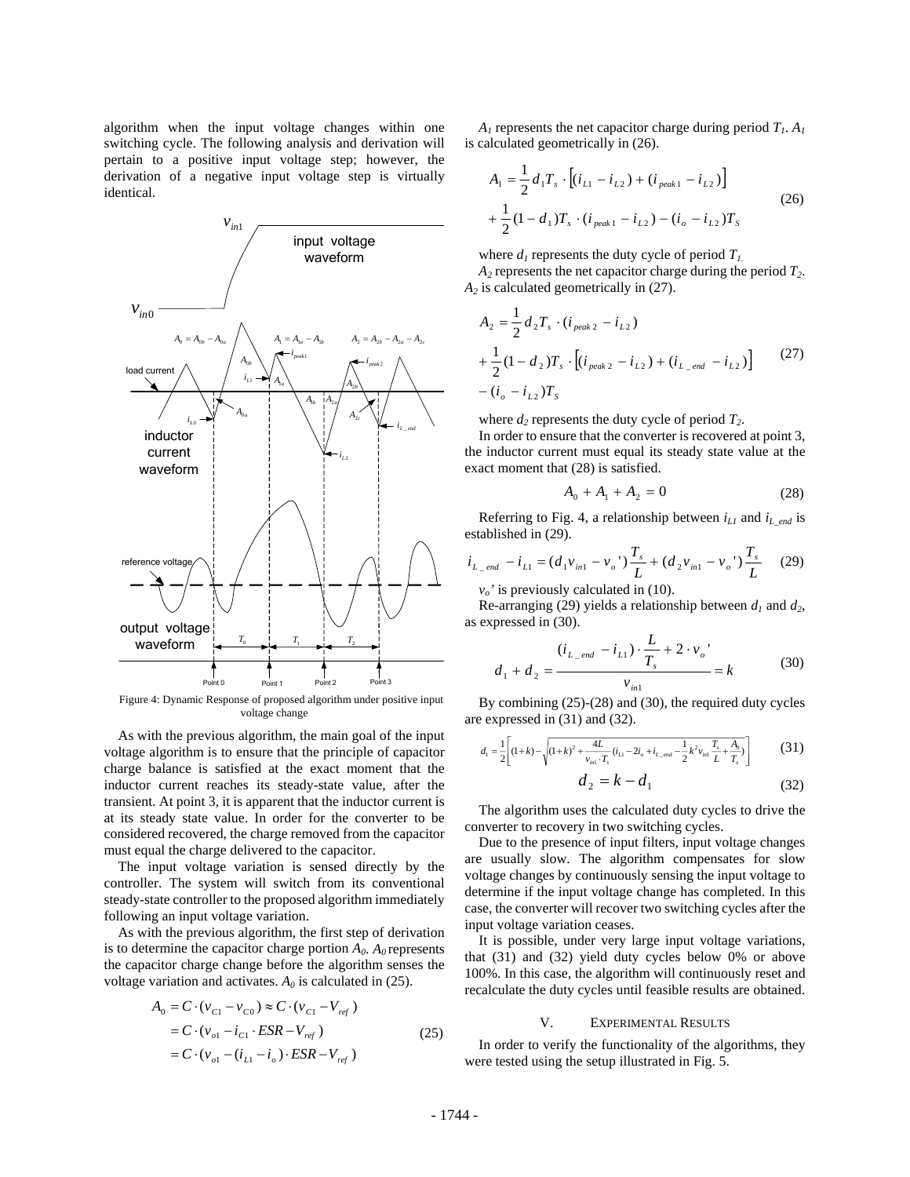algorithm when the input voltage changes within one switching cycle. The following analysis and derivation will pertain to a positive input voltage step; however, the derivation of a negative input voltage step is virtually identical.

Figure 4: Dynamic Response of proposed algorithm under positive input voltage change

As with the previous algorithm, the main goal of the input voltage algorithm is to ensure that the principle of capacitor charge balance is satisfied at the exact moment that the inductor current reaches its steady-state value, after the transient. At point 3, it is apparent that the inductor current is at its steady state value. In order for the converter to be considered recovered, the charge removed from the capacitor must equal the charge delivered to the capacitor.

The input voltage variation is sensed directly by the controller. The system will switch from its conventional steady-state controller to the proposed algorithm immediately following an input voltage variation.

As with the previous algorithm, the first step of derivation is to determine the capacitor charge portion $A_0$. $A_0$ represents the capacitor charge change before the algorithm senses the voltage variation and activates. $A_0$ is calculated in (25).

$$\begin{aligned} A_0 &= C \cdot (v_{C1} - v_{C0}) \approx C \cdot (v_{C1} - V_{ref}) \\ &= C \cdot (v_{o1} - i_{C1} \cdot ESR - V_{ref}) \\ &= C \cdot (v_{o1} - (i_{L1} - i_o) \cdot ESR - V_{ref}) \end{aligned} \tag{25}$$

$A_1$ represents the net capacitor charge during period $T_1$. $A_1$ is calculated geometrically in (26).

$$\begin{aligned} A_1 &= \frac{1}{2} d_1 T_s \cdot \left[ (i_{L1} - i_{L2}) + (i_{peak1} - i_{L2}) \right] \\ &+ \frac{1}{2} (1 - d_1) T_s \cdot (i_{peak1} - i_{L2}) - (i_o - i_{L2}) T_S \end{aligned} \tag{26}$$

where $d_1$ represents the duty cycle of period $T_1$.

$A_2$ represents the net capacitor charge during the period $T_2$. $A_2$ is calculated geometrically in (27).

$$\begin{aligned} A_2 &= \frac{1}{2} d_2 T_s \cdot (i_{peak2} - i_{L2}) \\ &+ \frac{1}{2} (1 - d_2) T_s \cdot \left[ (i_{peak2} - i_{L2}) + (i_{L\_end} - i_{L2}) \right] \\ &- (i_o - i_{L2}) T_S \end{aligned} \tag{27}$$

where $d_2$ represents the duty cycle of period $T_2$.

In order to ensure that the converter is recovered at point 3, the inductor current must equal its steady state value at the exact moment that (28) is satisfied.

$$A_0 + A_1 + A_2 = 0 \tag{28}$$

Referring to Fig. 4, a relationship between $i_{L1}$ and $i_{L\_end}$ is established in (29).

$$i_{L\_end} - i_{L1} = (d_1 v_{in1} - v_o') \frac{T_s}{L} + (d_2 v_{in1} - v_o') \frac{T_s}{L} \tag{29}$$

$v_o'$ is previously calculated in (10).

Re-arranging (29) yields a relationship between $d_1$ and $d_2$, as expressed in (30).

$$d_1 + d_2 = \frac{(i_{L\_end} - i_{L1}) \cdot \dfrac{L}{T_s} + 2 \cdot v_o'}{v_{in1}} = k \tag{30}$$

By combining (25)-(28) and (30), the required duty cycles are expressed in (31) and (32).

$$d_1 = \frac{1}{2}\left[ (1+k) - \sqrt{(1+k)^2 + \frac{4L}{v_{in1} \cdot T_s} (i_{L1} - 2i_o + i_{L\_end} - \frac{1}{2} k^2 v_{in1} \frac{T_s}{L} + \frac{A_0}{T_s})} \right] \tag{31}$$

$$d_2 = k - d_1 \tag{32}$$

The algorithm uses the calculated duty cycles to drive the converter to recovery in two switching cycles.

Due to the presence of input filters, input voltage changes are usually slow. The algorithm compensates for slow voltage changes by continuously sensing the input voltage to determine if the input voltage change has completed. In this case, the converter will recover two switching cycles after the input voltage variation ceases.

It is possible, under very large input voltage variations, that (31) and (32) yield duty cycles below 0% or above 100%. In this case, the algorithm will continuously reset and recalculate the duty cycles until feasible results are obtained.

## V. Experimental Results

In order to verify the functionality of the algorithms, they were tested using the setup illustrated in Fig. 5.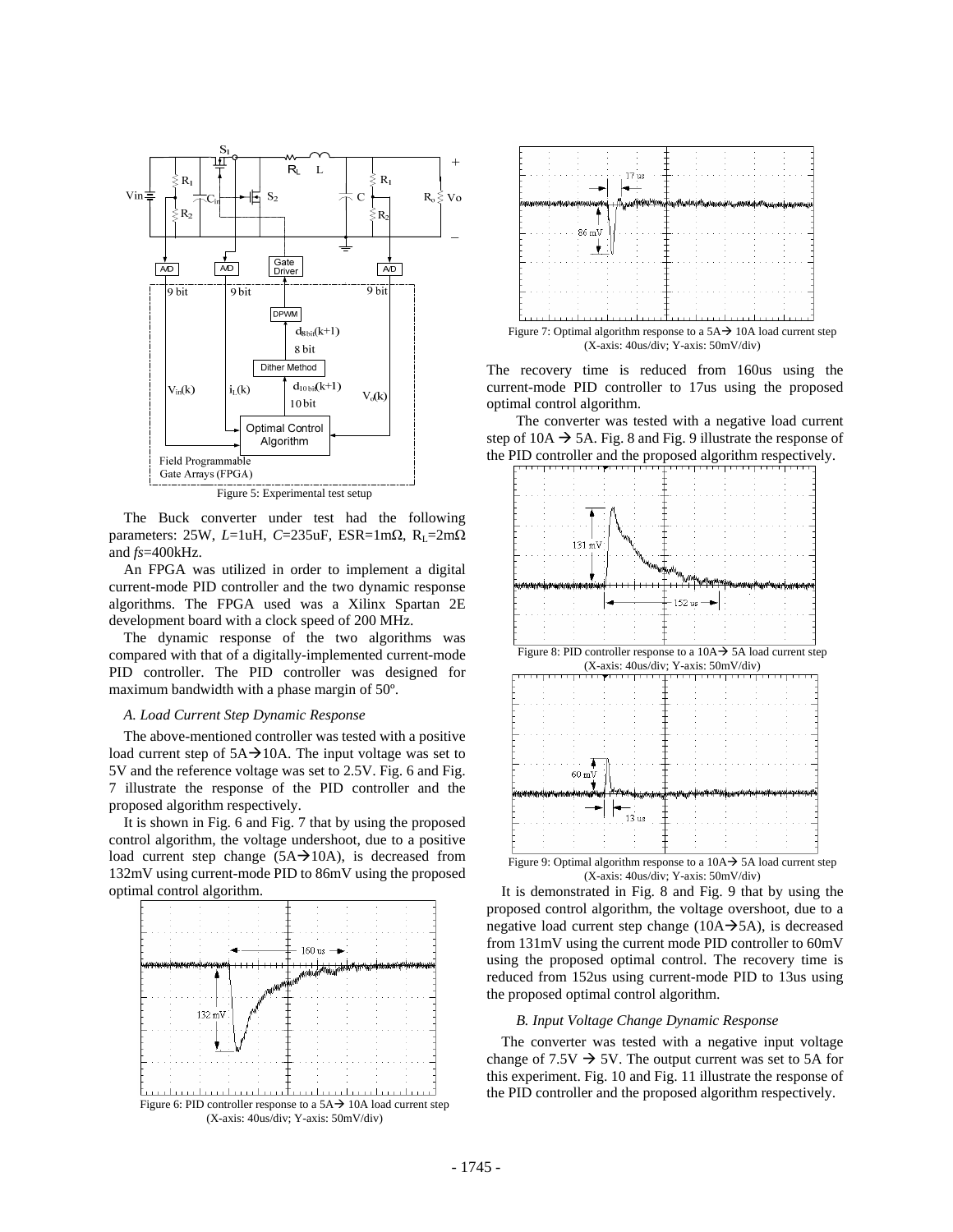Figure 5: Experimental test setup

The Buck converter under test had the following parameters: 25W, $L$=1uH, $C$=235uF, ESR=1mΩ, $R_L$=2mΩ and $fs$=400kHz.

An FPGA was utilized in order to implement a digital current-mode PID controller and the two dynamic response algorithms. The FPGA used was a Xilinx Spartan 2E development board with a clock speed of 200 MHz.

The dynamic response of the two algorithms was compared with that of a digitally-implemented current-mode PID controller. The PID controller was designed for maximum bandwidth with a phase margin of 50º.

### *A. Load Current Step Dynamic Response*

The above-mentioned controller was tested with a positive load current step of 5A→10A. The input voltage was set to 5V and the reference voltage was set to 2.5V. Fig. 6 and Fig. 7 illustrate the response of the PID controller and the proposed algorithm respectively.

It is shown in Fig. 6 and Fig. 7 that by using the proposed control algorithm, the voltage undershoot, due to a positive load current step change (5A→10A), is decreased from 132mV using current-mode PID to 86mV using the proposed optimal control algorithm.

Figure 6: PID controller response to a 5A→ 10A load current step (X-axis: 40us/div; Y-axis: 50mV/div)

Figure 7: Optimal algorithm response to a 5A→ 10A load current step (X-axis: 40us/div; Y-axis: 50mV/div)

The recovery time is reduced from 160us using the current-mode PID controller to 17us using the proposed optimal control algorithm.

The converter was tested with a negative load current step of 10A → 5A. Fig. 8 and Fig. 9 illustrate the response of the PID controller and the proposed algorithm respectively.

Figure 8: PID controller response to a 10A→ 5A load current step (X-axis: 40us/div; Y-axis: 50mV/div)

Figure 9: Optimal algorithm response to a 10A→ 5A load current step (X-axis: 40us/div; Y-axis: 50mV/div)

It is demonstrated in Fig. 8 and Fig. 9 that by using the proposed control algorithm, the voltage overshoot, due to a negative load current step change (10A→5A), is decreased from 131mV using the current mode PID controller to 60mV using the proposed optimal control. The recovery time is reduced from 152us using current-mode PID to 13us using the proposed optimal control algorithm.

### *B. Input Voltage Change Dynamic Response*

The converter was tested with a negative input voltage change of 7.5V → 5V. The output current was set to 5A for this experiment. Fig. 10 and Fig. 11 illustrate the response of the PID controller and the proposed algorithm respectively.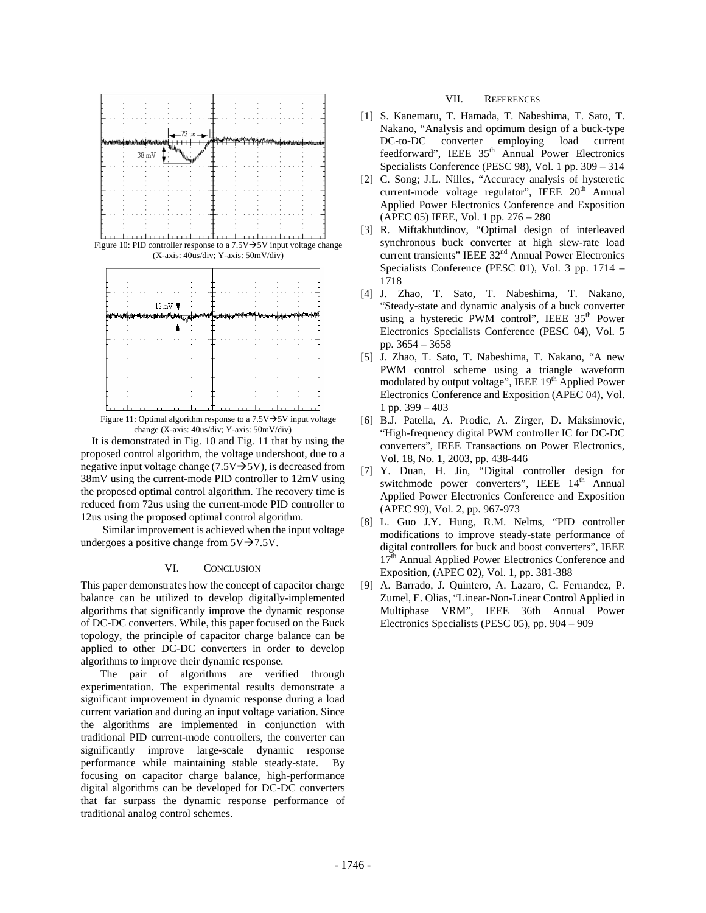72 us

38 mV

Figure 10: PID controller response to a 7.5V→5V input voltage change (X-axis: 40us/div; Y-axis: 50mV/div)

12 mV

Figure 11: Optimal algorithm response to a 7.5V→5V input voltage change (X-axis: 40us/div; Y-axis: 50mV/div)

It is demonstrated in Fig. 10 and Fig. 11 that by using the proposed control algorithm, the voltage undershoot, due to a negative input voltage change (7.5V→5V), is decreased from 38mV using the current-mode PID controller to 12mV using the proposed optimal control algorithm. The recovery time is reduced from 72us using the current-mode PID controller to 12us using the proposed optimal control algorithm.

Similar improvement is achieved when the input voltage undergoes a positive change from 5V→7.5V.

## VI. Conclusion

This paper demonstrates how the concept of capacitor charge balance can be utilized to develop digitally-implemented algorithms that significantly improve the dynamic response of DC-DC converters. While, this paper focused on the Buck topology, the principle of capacitor charge balance can be applied to other DC-DC converters in order to develop algorithms to improve their dynamic response.

The pair of algorithms are verified through experimentation. The experimental results demonstrate a significant improvement in dynamic response during a load current variation and during an input voltage variation. Since the algorithms are implemented in conjunction with traditional PID current-mode controllers, the converter can significantly improve large-scale dynamic response performance while maintaining stable steady-state. By focusing on capacitor charge balance, high-performance digital algorithms can be developed for DC-DC converters that far surpass the dynamic response performance of traditional analog control schemes.

## VII. References

[1] S. Kanemaru, T. Hamada, T. Nabeshima, T. Sato, T. Nakano, "Analysis and optimum design of a buck-type DC-to-DC converter employing load current feedforward", IEEE 35th Annual Power Electronics Specialists Conference (PESC 98), Vol. 1 pp. 309 – 314

[2] C. Song; J.L. Nilles, "Accuracy analysis of hysteretic current-mode voltage regulator", IEEE 20th Annual Applied Power Electronics Conference and Exposition (APEC 05) IEEE, Vol. 1 pp. 276 – 280

[3] R. Miftakhutdinov, "Optimal design of interleaved synchronous buck converter at high slew-rate load current transients" IEEE 32nd Annual Power Electronics Specialists Conference (PESC 01), Vol. 3 pp. 1714 – 1718

[4] J. Zhao, T. Sato, T. Nabeshima, T. Nakano, "Steady-state and dynamic analysis of a buck converter using a hysteretic PWM control", IEEE 35th Power Electronics Specialists Conference (PESC 04), Vol. 5 pp. 3654 – 3658

[5] J. Zhao, T. Sato, T. Nabeshima, T. Nakano, "A new PWM control scheme using a triangle waveform modulated by output voltage", IEEE 19th Applied Power Electronics Conference and Exposition (APEC 04), Vol. 1 pp. 399 – 403

[6] B.J. Patella, A. Prodic, A. Zirger, D. Maksimovic, "High-frequency digital PWM controller IC for DC-DC converters", IEEE Transactions on Power Electronics, Vol. 18, No. 1, 2003, pp. 438-446

[7] Y. Duan, H. Jin, "Digital controller design for switchmode power converters", IEEE 14th Annual Applied Power Electronics Conference and Exposition (APEC 99), Vol. 2, pp. 967-973

[8] L. Guo J.Y. Hung, R.M. Nelms, "PID controller modifications to improve steady-state performance of digital controllers for buck and boost converters", IEEE 17th Annual Applied Power Electronics Conference and Exposition, (APEC 02), Vol. 1, pp. 381-388

[9] A. Barrado, J. Quintero, A. Lazaro, C. Fernandez, P. Zumel, E. Olias, "Linear-Non-Linear Control Applied in Multiphase VRM", IEEE 36th Annual Power Electronics Specialists (PESC 05), pp. 904 – 909